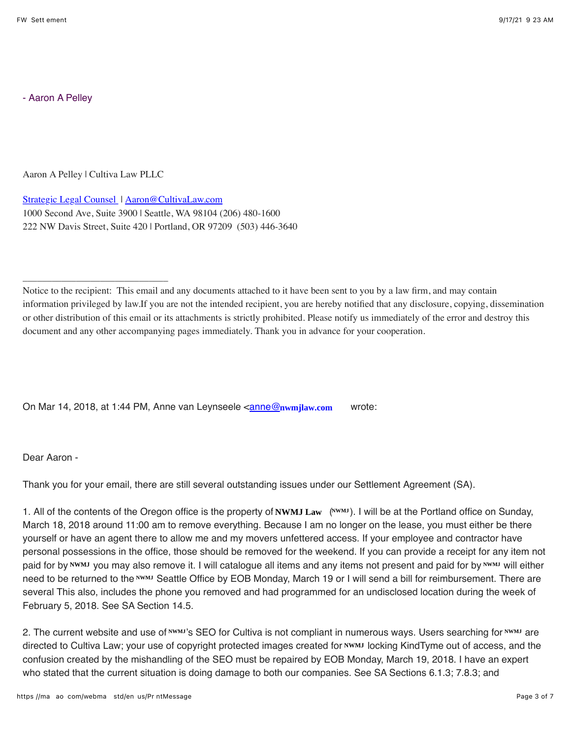- Aaron A Pelley

Aaron A Pelley | Cultiva Law PLLC

[Strategic Legal Counsel](#) | [Aaron@CultivaLaw.com](mailto:Aaron@CultivaLaw.com)
1000 Second Ave, Suite 3900 | Seattle, WA 98104 (206) 480-1600
222 NW Davis Street, Suite 420 | Portland, OR 97209 (503) 446-3640

---

Notice to the recipient: This email and any documents attached to it have been sent to you by a law firm, and may contain information privileged by law.If you are not the intended recipient, you are hereby notified that any disclosure, copying, dissemination or other distribution of this email or its attachments is strictly prohibited. Please notify us immediately of the error and destroy this document and any other accompanying pages immediately. Thank you in advance for your cooperation.

On Mar 14, 2018, at 1:44 PM, Anne van Leynseele <anne@nwmjlaw.com> wrote:

Dear Aaron -

Thank you for your email, there are still several outstanding issues under our Settlement Agreement (SA).

1. All of the contents of the Oregon office is the property of **NWMJ Law** (NWMJ). I will be at the Portland office on Sunday, March 18, 2018 around 11:00 am to remove everything. Because I am no longer on the lease, you must either be there yourself or have an agent there to allow me and my movers unfettered access. If your employee and contractor have personal possessions in the office, those should be removed for the weekend. If you can provide a receipt for any item not paid for by NWMJ you may also remove it. I will catalogue all items and any items not present and paid for by NWMJ will either need to be returned to the NWMJ Seattle Office by EOB Monday, March 19 or I will send a bill for reimbursement. There are several This also, includes the phone you removed and had programmed for an undisclosed location during the week of February 5, 2018. See SA Section 14.5.

2. The current website and use of NWMJ's SEO for Cultiva is not compliant in numerous ways. Users searching for NWMJ are directed to Cultiva Law; your use of copyright protected images created for NWMJ locking KindTyme out of access, and the confusion created by the mishandling of the SEO must be repaired by EOB Monday, March 19, 2018. I have an expert who stated that the current situation is doing damage to both our companies. See SA Sections 6.1.3; 7.8.3; and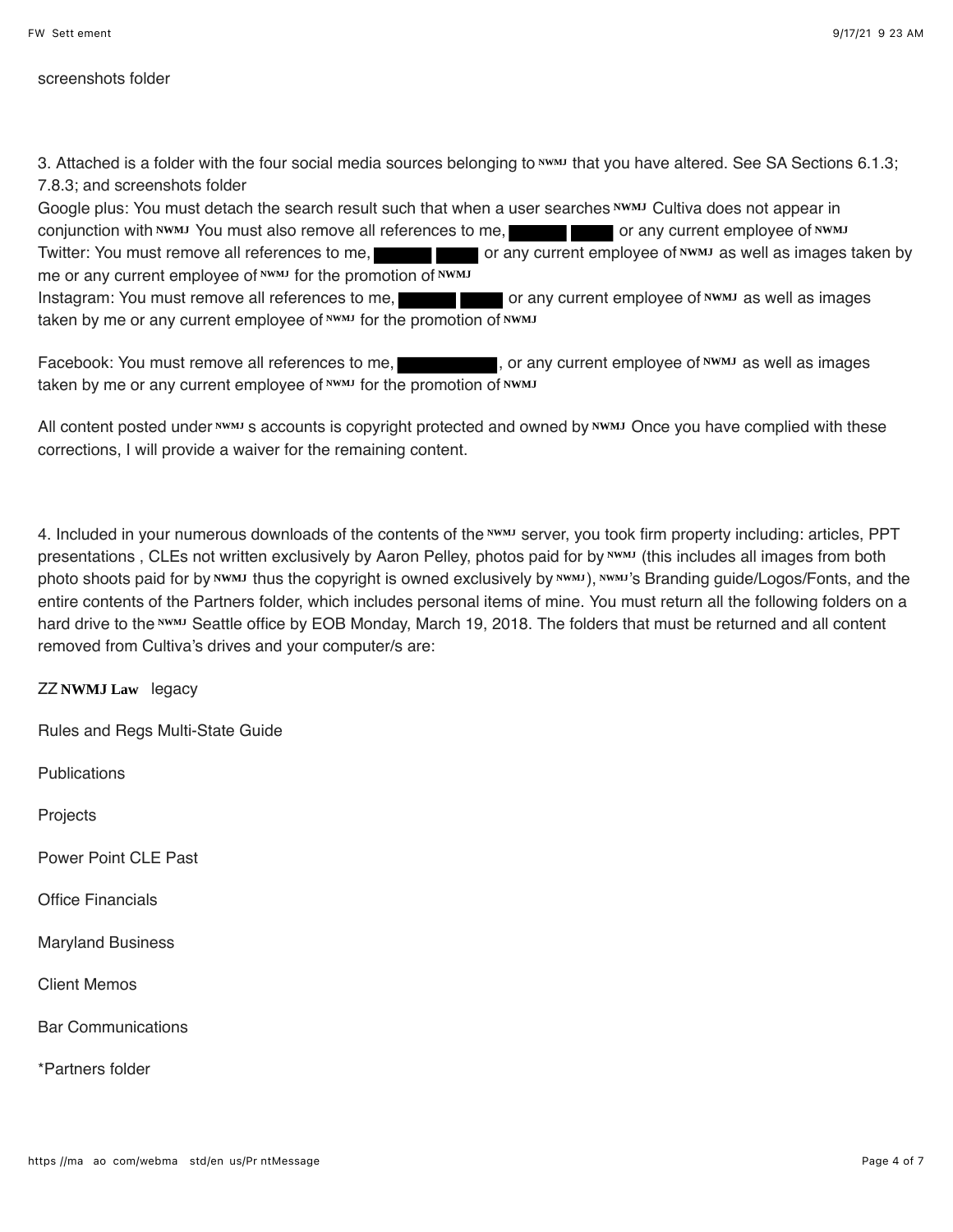screenshots folder

3. Attached is a folder with the four social media sources belonging to NWMJ that you have altered. See SA Sections 6.1.3; 7.8.3; and screenshots folder

Google plus: You must detach the search result such that when a user searches NWMJ Cultiva does not appear in conjunction with NWMJ You must also remove all references to me, ████ ████ or any current employee of NWMJ

Twitter: You must remove all references to me, ████ ████ or any current employee of NWMJ as well as images taken by me or any current employee of NWMJ for the promotion of NWMJ

Instagram: You must remove all references to me, ████ ████ or any current employee of NWMJ as well as images taken by me or any current employee of NWMJ for the promotion of NWMJ

Facebook: You must remove all references to me, ████████, or any current employee of NWMJ as well as images taken by me or any current employee of NWMJ for the promotion of NWMJ

All content posted under NWMJ s accounts is copyright protected and owned by NWMJ Once you have complied with these corrections, I will provide a waiver for the remaining content.

4. Included in your numerous downloads of the contents of the NWMJ server, you took firm property including: articles, PPT presentations , CLEs not written exclusively by Aaron Pelley, photos paid for by NWMJ (this includes all images from both photo shoots paid for by NWMJ thus the copyright is owned exclusively by NWMJ), NWMJ's Branding guide/Logos/Fonts, and the entire contents of the Partners folder, which includes personal items of mine. You must return all the following folders on a hard drive to the NWMJ Seattle office by EOB Monday, March 19, 2018. The folders that must be returned and all content removed from Cultiva's drives and your computer/s are:

ZZ NWMJ Law legacy

Rules and Regs Multi-State Guide

Publications

Projects

Power Point CLE Past

Office Financials

Maryland Business

Client Memos

Bar Communications

*Partners folder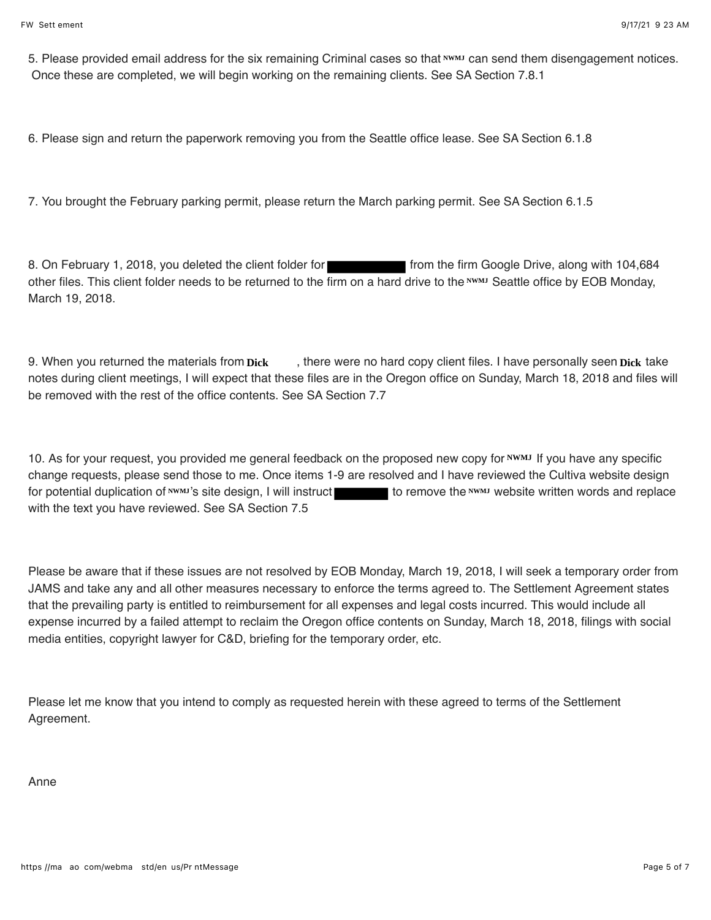5. Please provided email address for the six remaining Criminal cases so that NWMJ can send them disengagement notices. Once these are completed, we will begin working on the remaining clients. See SA Section 7.8.1

6. Please sign and return the paperwork removing you from the Seattle office lease. See SA Section 6.1.8

7. You brought the February parking permit, please return the March parking permit. See SA Section 6.1.5

8. On February 1, 2018, you deleted the client folder for ██████████ from the firm Google Drive, along with 104,684 other files. This client folder needs to be returned to the firm on a hard drive to the NWMJ Seattle office by EOB Monday, March 19, 2018.

9. When you returned the materials from Dick , there were no hard copy client files. I have personally seen Dick take notes during client meetings, I will expect that these files are in the Oregon office on Sunday, March 18, 2018 and files will be removed with the rest of the office contents. See SA Section 7.7

10. As for your request, you provided me general feedback on the proposed new copy for NWMJ If you have any specific change requests, please send those to me. Once items 1-9 are resolved and I have reviewed the Cultiva website design for potential duplication of NWMJ's site design, I will instruct ████████ to remove the NWMJ website written words and replace with the text you have reviewed. See SA Section 7.5

Please be aware that if these issues are not resolved by EOB Monday, March 19, 2018, I will seek a temporary order from JAMS and take any and all other measures necessary to enforce the terms agreed to. The Settlement Agreement states that the prevailing party is entitled to reimbursement for all expenses and legal costs incurred. This would include all expense incurred by a failed attempt to reclaim the Oregon office contents on Sunday, March 18, 2018, filings with social media entities, copyright lawyer for C&D, briefing for the temporary order, etc.

Please let me know that you intend to comply as requested herein with these agreed to terms of the Settlement Agreement.

Anne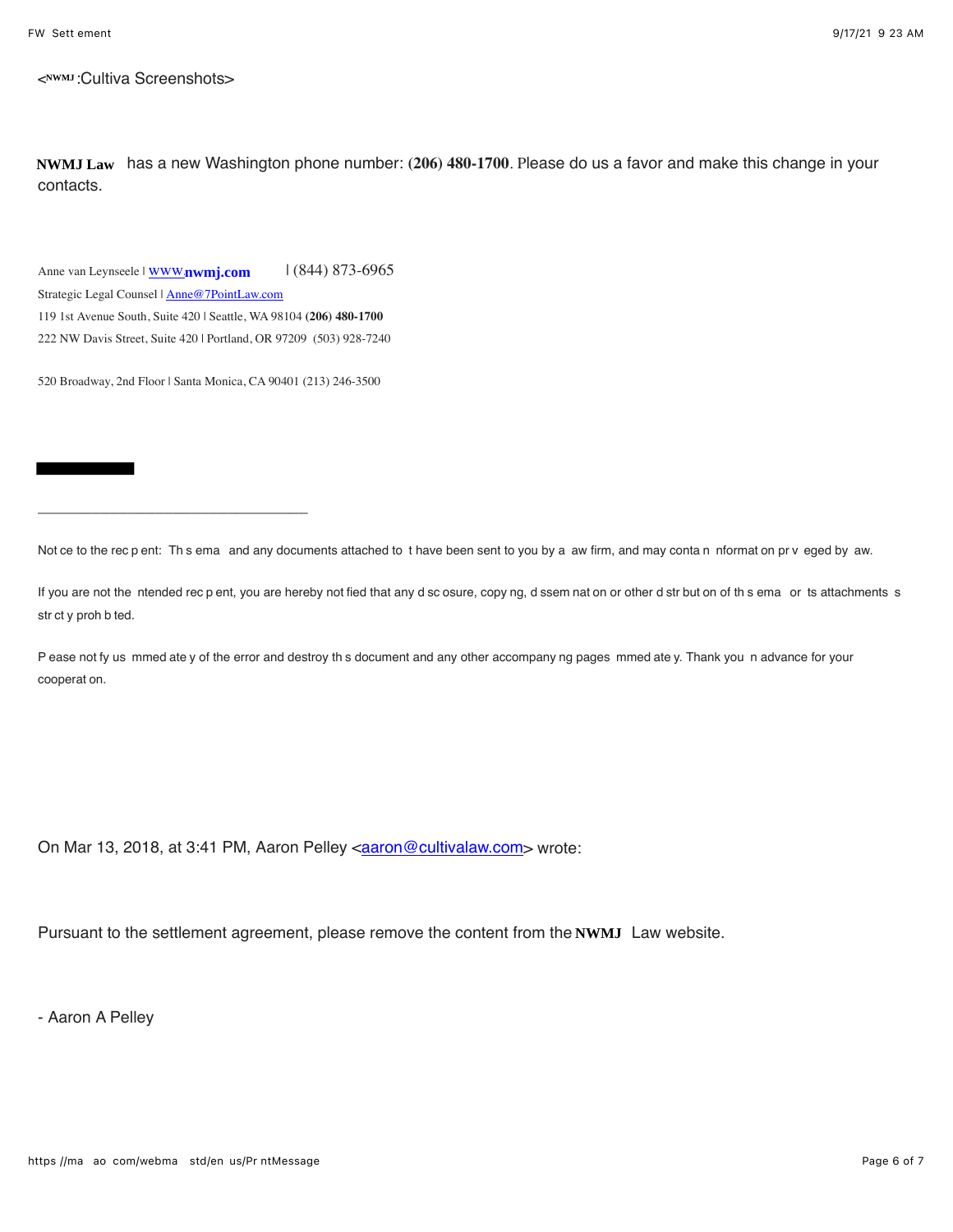<NWMJ:Cultiva Screenshots>

**NWMJ Law** has a new Washington phone number: **(206) 480-1700**. Please do us a favor and make this change in your contacts.

Anne van Leynseele | www.**nwmj.com** | (844) 873-6965
Strategic Legal Counsel | Anne@7PointLaw.com
119 1st Avenue South, Suite 420 | Seattle, WA 98104 **(206) 480-1700**
222 NW Davis Street, Suite 420 | Portland, OR 97209 (503) 928-7240

520 Broadway, 2nd Floor | Santa Monica, CA 90401 (213) 246-3500

---

Not ce to the rec p ent: Th s ema and any documents attached to t have been sent to you by a aw firm, and may conta n nformat on pr v eged by aw.

If you are not the ntended rec p ent, you are hereby not fied that any d sc osure, copy ng, d ssem nat on or other d str but on of th s ema or ts attachments s str ct y proh b ted.

P ease not fy us mmed ate y of the error and destroy th s document and any other accompany ng pages mmed ate y. Thank you n advance for your cooperat on.

On Mar 13, 2018, at 3:41 PM, Aaron Pelley <aaron@cultivalaw.com> wrote:

Pursuant to the settlement agreement, please remove the content from the **NWMJ** Law website.

- Aaron A Pelley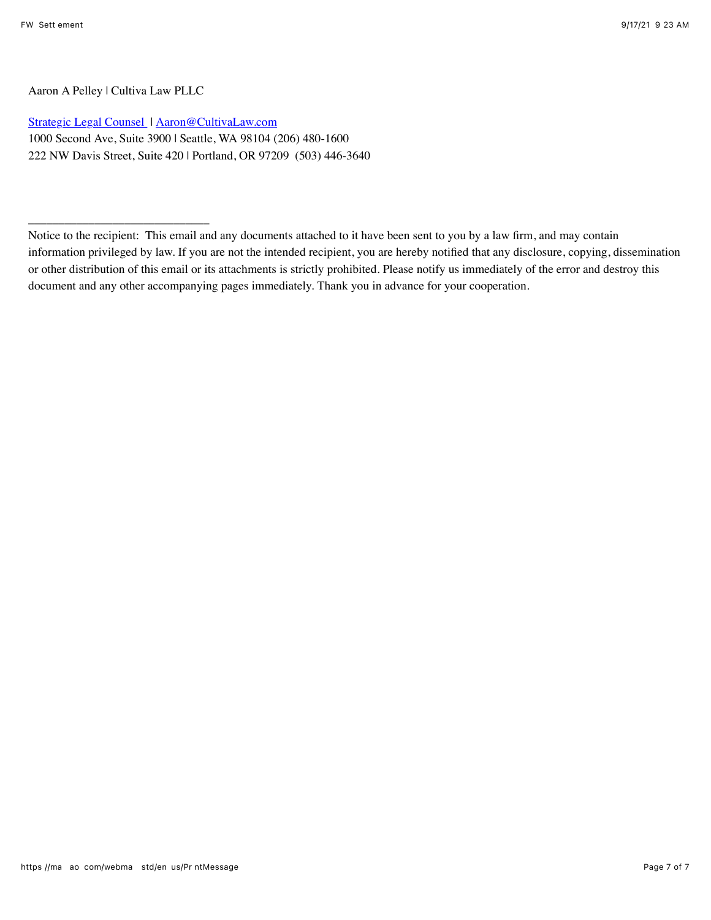Aaron A Pelley | Cultiva Law PLLC

[Strategic Legal Counsel](#) | [Aaron@CultivaLaw.com](mailto:Aaron@CultivaLaw.com)
1000 Second Ave, Suite 3900 | Seattle, WA 98104 (206) 480-1600
222 NW Davis Street, Suite 420 | Portland, OR 97209 (503) 446-3640

---

Notice to the recipient: This email and any documents attached to it have been sent to you by a law firm, and may contain information privileged by law. If you are not the intended recipient, you are hereby notified that any disclosure, copying, dissemination or other distribution of this email or its attachments is strictly prohibited. Please notify us immediately of the error and destroy this document and any other accompanying pages immediately. Thank you in advance for your cooperation.